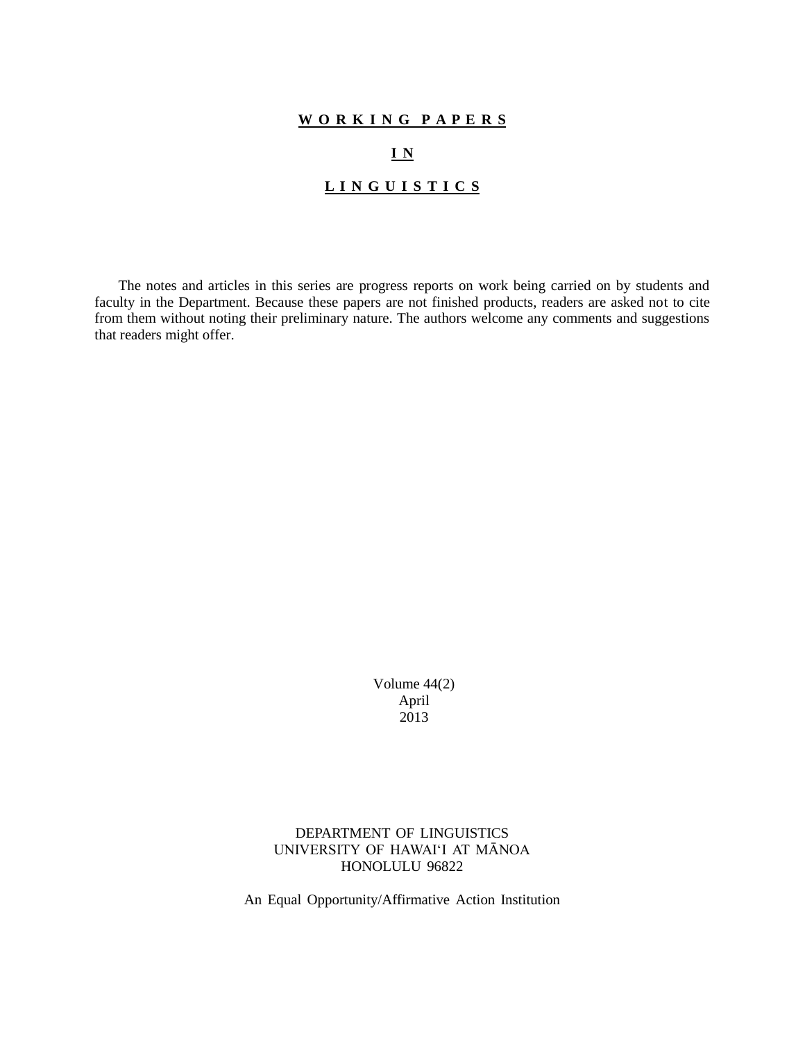# W O R K I N G  P A P E R S

# I N

# L I N G U I S T I C S

The notes and articles in this series are progress reports on work being carried on by students and faculty in the Department. Because these papers are not finished products, readers are asked not to cite from them without noting their preliminary nature. The authors welcome any comments and suggestions that readers might offer.

Volume 44(2)
April
2013

DEPARTMENT OF LINGUISTICS
UNIVERSITY OF HAWAIʻI AT MĀNOA
HONOLULU 96822

An Equal Opportunity/Affirmative Action Institution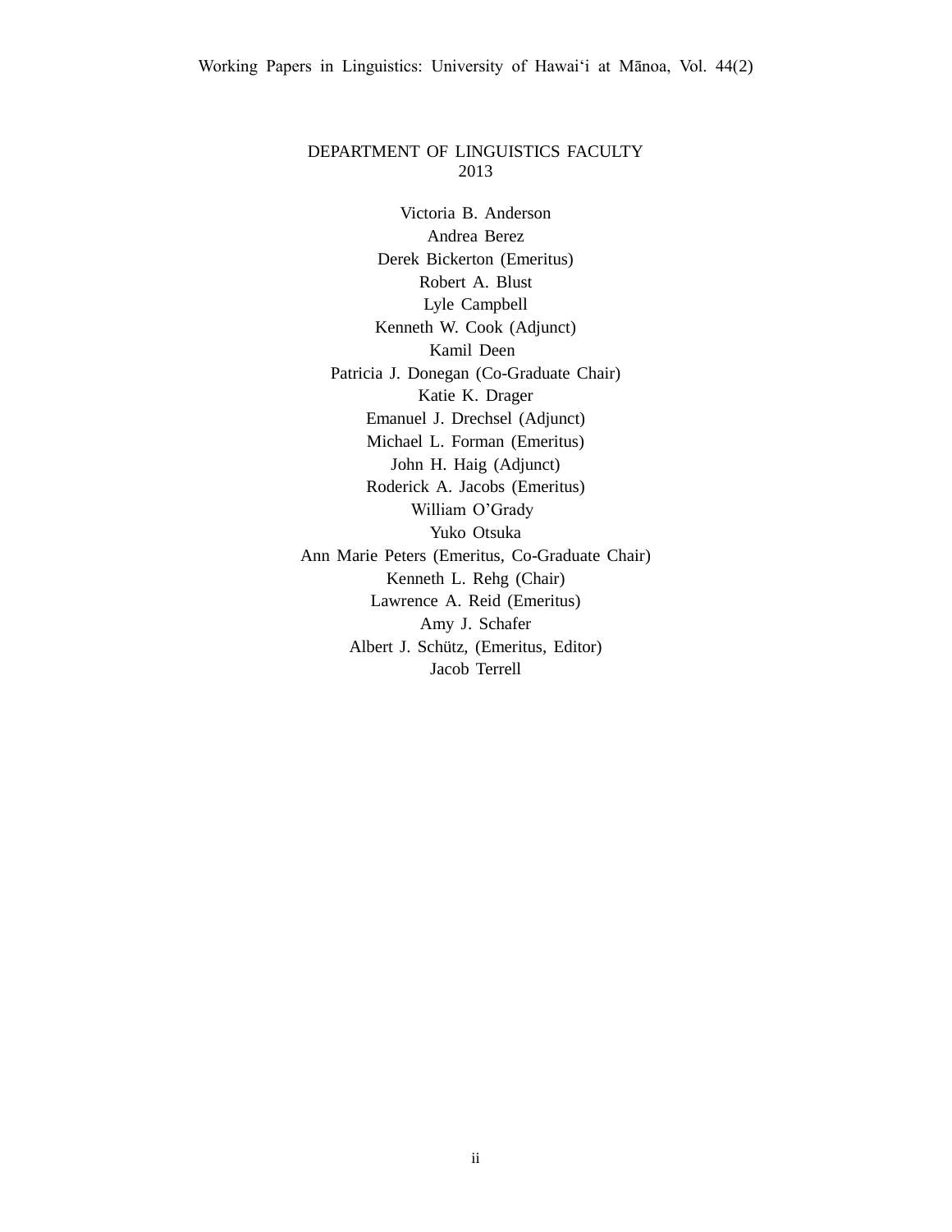# DEPARTMENT OF LINGUISTICS FACULTY
## 2013

Victoria B. Anderson
Andrea Berez
Derek Bickerton (Emeritus)
Robert A. Blust
Lyle Campbell
Kenneth W. Cook (Adjunct)
Kamil Deen
Patricia J. Donegan (Co-Graduate Chair)
Katie K. Drager
Emanuel J. Drechsel (Adjunct)
Michael L. Forman (Emeritus)
John H. Haig (Adjunct)
Roderick A. Jacobs (Emeritus)
William O'Grady
Yuko Otsuka
Ann Marie Peters (Emeritus, Co-Graduate Chair)
Kenneth L. Rehg (Chair)
Lawrence A. Reid (Emeritus)
Amy J. Schafer
Albert J. Schütz, (Emeritus, Editor)
Jacob Terrell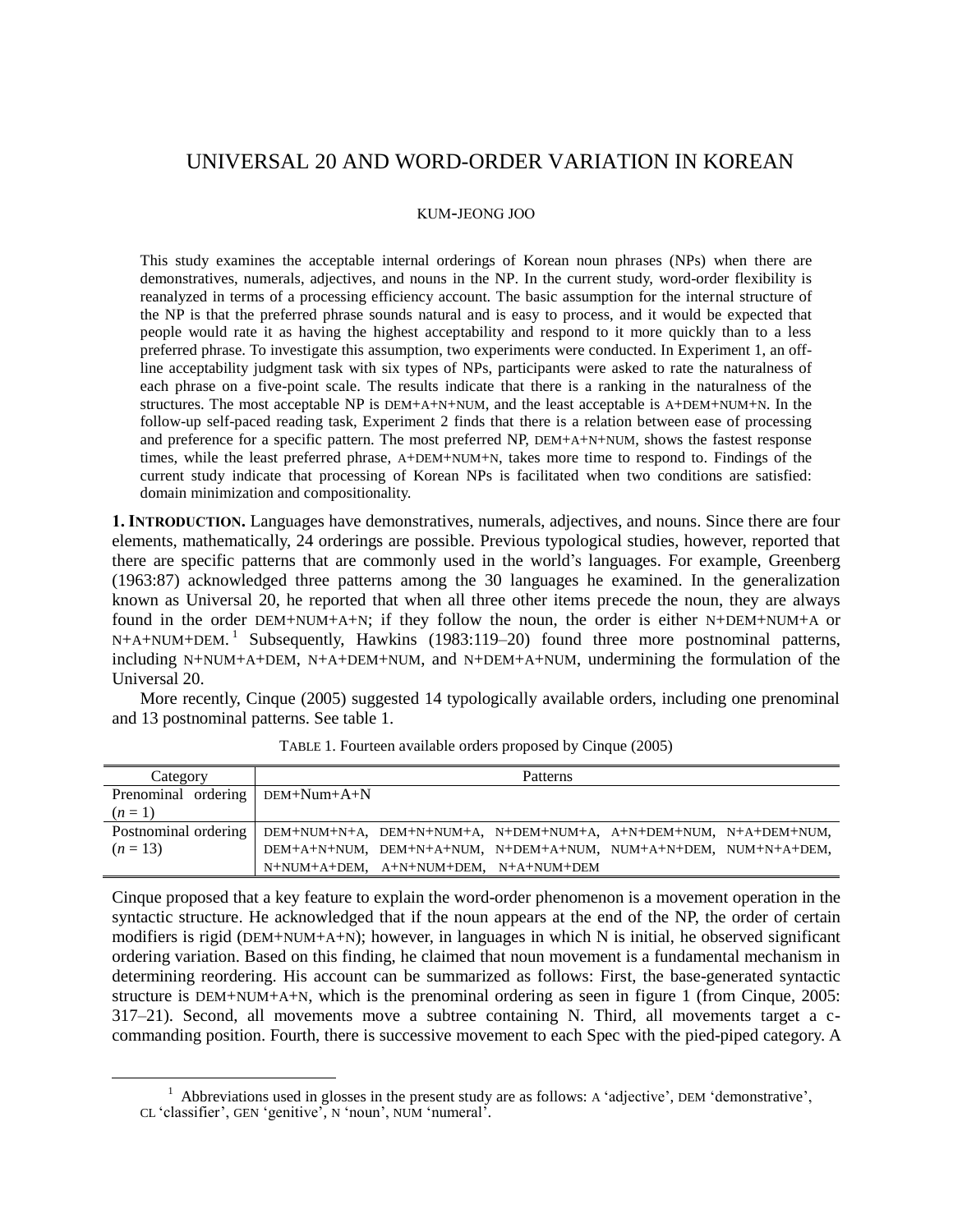# UNIVERSAL 20 AND WORD-ORDER VARIATION IN KOREAN

KUM-JEONG JOO

This study examines the acceptable internal orderings of Korean noun phrases (NPs) when there are demonstratives, numerals, adjectives, and nouns in the NP. In the current study, word-order flexibility is reanalyzed in terms of a processing efficiency account. The basic assumption for the internal structure of the NP is that the preferred phrase sounds natural and is easy to process, and it would be expected that people would rate it as having the highest acceptability and respond to it more quickly than to a less preferred phrase. To investigate this assumption, two experiments were conducted. In Experiment 1, an off-line acceptability judgment task with six types of NPs, participants were asked to rate the naturalness of each phrase on a five-point scale. The results indicate that there is a ranking in the naturalness of the structures. The most acceptable NP is DEM+A+N+NUM, and the least acceptable is A+DEM+NUM+N. In the follow-up self-paced reading task, Experiment 2 finds that there is a relation between ease of processing and preference for a specific pattern. The most preferred NP, DEM+A+N+NUM, shows the fastest response times, while the least preferred phrase, A+DEM+NUM+N, takes more time to respond to. Findings of the current study indicate that processing of Korean NPs is facilitated when two conditions are satisfied: domain minimization and compositionality.

**1. INTRODUCTION.** Languages have demonstratives, numerals, adjectives, and nouns. Since there are four elements, mathematically, 24 orderings are possible. Previous typological studies, however, reported that there are specific patterns that are commonly used in the world's languages. For example, Greenberg (1963:87) acknowledged three patterns among the 30 languages he examined. In the generalization known as Universal 20, he reported that when all three other items precede the noun, they are always found in the order DEM+NUM+A+N; if they follow the noun, the order is either N+DEM+NUM+A or N+A+NUM+DEM.[1] Subsequently, Hawkins (1983:119–20) found three more postnominal patterns, including N+NUM+A+DEM, N+A+DEM+NUM, and N+DEM+A+NUM, undermining the formulation of the Universal 20.

More recently, Cinque (2005) suggested 14 typologically available orders, including one prenominal and 13 postnominal patterns. See table 1.

TABLE 1. Fourteen available orders proposed by Cinque (2005)

| Category | Patterns |
|---|---|
| Prenominal ordering ($n = 1$) | DEM+Num+A+N |
| Postnominal ordering ($n = 13$) | DEM+NUM+N+A, DEM+N+NUM+A, N+DEM+NUM+A, A+N+DEM+NUM, N+A+DEM+NUM, DEM+A+N+NUM, DEM+N+A+NUM, N+DEM+A+NUM, NUM+A+N+DEM, NUM+N+A+DEM, N+NUM+A+DEM, A+N+NUM+DEM, N+A+NUM+DEM |

Cinque proposed that a key feature to explain the word-order phenomenon is a movement operation in the syntactic structure. He acknowledged that if the noun appears at the end of the NP, the order of certain modifiers is rigid (DEM+NUM+A+N); however, in languages in which N is initial, he observed significant ordering variation. Based on this finding, he claimed that noun movement is a fundamental mechanism in determining reordering. His account can be summarized as follows: First, the base-generated syntactic structure is DEM+NUM+A+N, which is the prenominal ordering as seen in figure 1 (from Cinque, 2005: 317–21). Second, all movements move a subtree containing N. Third, all movements target a c-commanding position. Fourth, there is successive movement to each Spec with the pied-piped category. A

[1] Abbreviations used in glosses in the present study are as follows: A 'adjective', DEM 'demonstrative', CL 'classifier', GEN 'genitive', N 'noun', NUM 'numeral'.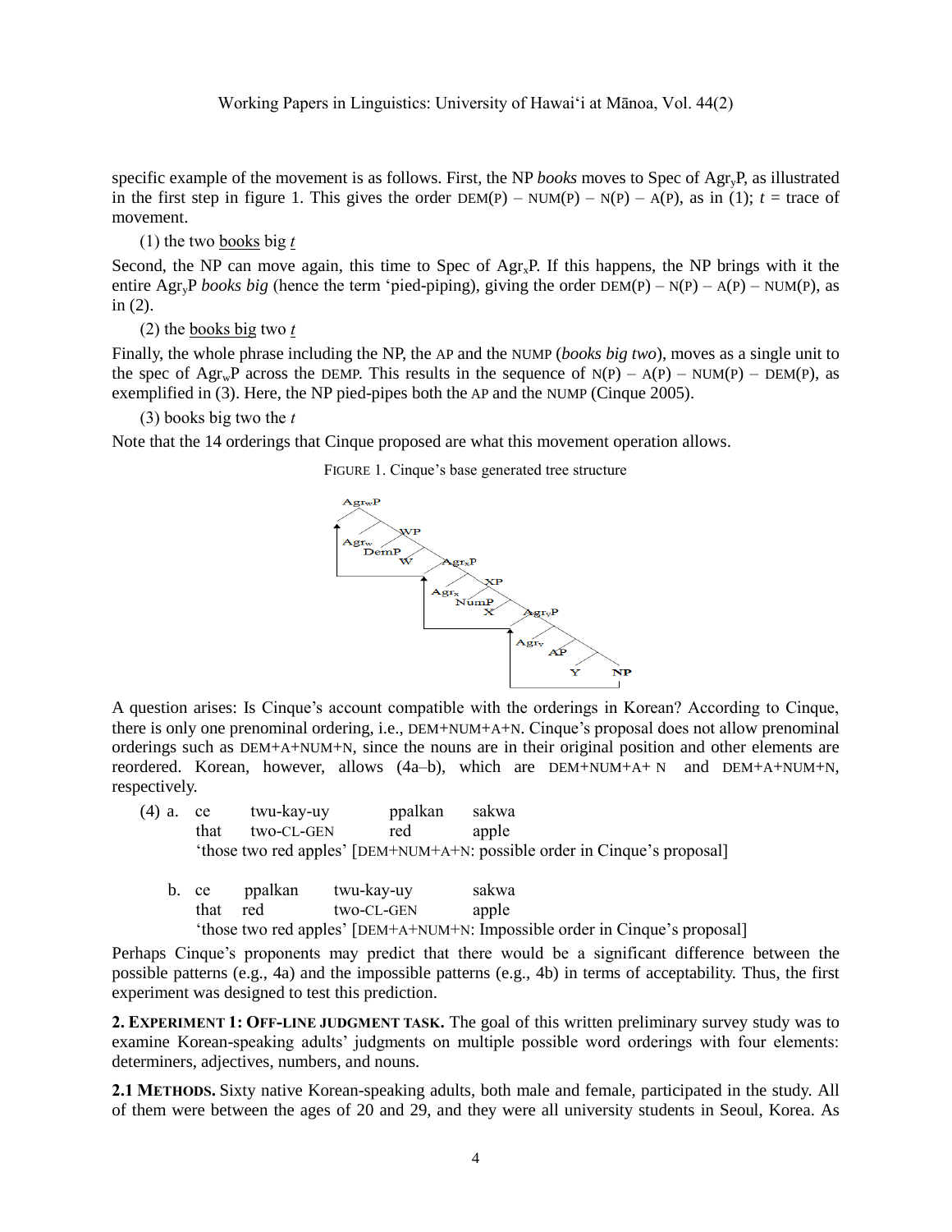specific example of the movement is as follows. First, the NP *books* moves to Spec of $Agr_yP$, as illustrated in the first step in figure 1. This gives the order DEM(P) – NUM(P) – N(P) – A(P), as in (1); *t* = trace of movement.

(1) the two <u>books</u> big *<u>t</u>*

Second, the NP can move again, this time to Spec of $Agr_xP$. If this happens, the NP brings with it the entire $Agr_yP$ *books big* (hence the term 'pied-piping), giving the order DEM(P) – N(P) – A(P) – NUM(P), as in (2).

(2) the <u>books big</u> two *<u>t</u>*

Finally, the whole phrase including the NP, the AP and the NUMP (*books big two*), moves as a single unit to the spec of $Agr_wP$ across the DEMP. This results in the sequence of N(P) – A(P) – NUM(P) – DEM(P), as exemplified in (3). Here, the NP pied-pipes both the AP and the NUMP (Cinque 2005).

(3) books big two the *t*

Note that the 14 orderings that Cinque proposed are what this movement operation allows.

FIGURE 1. Cinque's base generated tree structure

A question arises: Is Cinque's account compatible with the orderings in Korean? According to Cinque, there is only one prenominal ordering, i.e., DEM+NUM+A+N. Cinque's proposal does not allow prenominal orderings such as DEM+A+NUM+N, since the nouns are in their original position and other elements are reordered. Korean, however, allows (4a–b), which are DEM+NUM+A+N and DEM+A+NUM+N, respectively.

(4) a. ce twu-kay-uy ppalkan sakwa
that two-CL-GEN red apple
'those two red apples' [DEM+NUM+A+N: possible order in Cinque's proposal]

b. ce ppalkan twu-kay-uy sakwa
that red two-CL-GEN apple
'those two red apples' [DEM+A+NUM+N: Impossible order in Cinque's proposal]

Perhaps Cinque's proponents may predict that there would be a significant difference between the possible patterns (e.g., 4a) and the impossible patterns (e.g., 4b) in terms of acceptability. Thus, the first experiment was designed to test this prediction.

**2. EXPERIMENT 1: OFF-LINE JUDGMENT TASK.** The goal of this written preliminary survey study was to examine Korean-speaking adults' judgments on multiple possible word orderings with four elements: determiners, adjectives, numbers, and nouns.

**2.1 METHODS.** Sixty native Korean-speaking adults, both male and female, participated in the study. All of them were between the ages of 20 and 29, and they were all university students in Seoul, Korea. As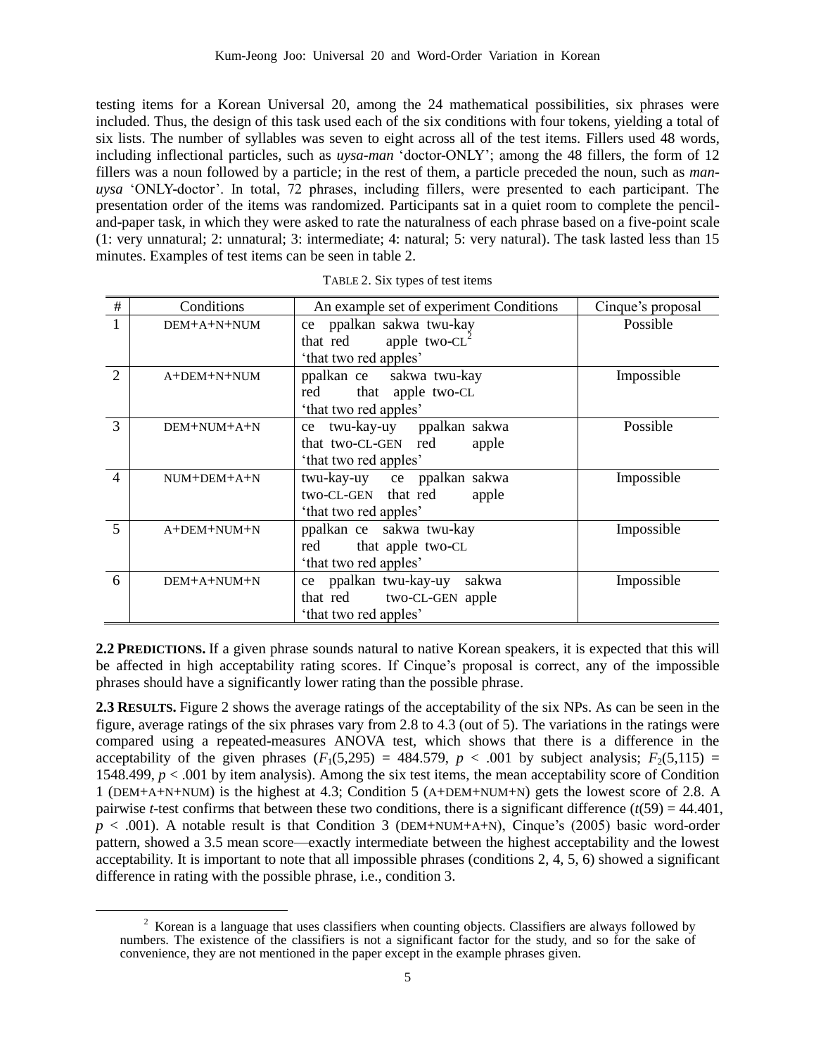testing items for a Korean Universal 20, among the 24 mathematical possibilities, six phrases were included. Thus, the design of this task used each of the six conditions with four tokens, yielding a total of six lists. The number of syllables was seven to eight across all of the test items. Fillers used 48 words, including inflectional particles, such as *uysa-man* 'doctor-ONLY'; among the 48 fillers, the form of 12 fillers was a noun followed by a particle; in the rest of them, a particle preceded the noun, such as *man-uysa* 'ONLY-doctor'. In total, 72 phrases, including fillers, were presented to each participant. The presentation order of the items was randomized. Participants sat in a quiet room to complete the pencil-and-paper task, in which they were asked to rate the naturalness of each phrase based on a five-point scale (1: very unnatural; 2: unnatural; 3: intermediate; 4: natural; 5: very natural). The task lasted less than 15 minutes. Examples of test items can be seen in table 2.

TABLE 2. Six types of test items

| # | Conditions | An example set of experiment Conditions | Cinque's proposal |
|---|---|---|---|
| 1 | DEM+A+N+NUM | ce ppalkan sakwa twu-kay<br>that red apple two-CL[2]<br>'that two red apples' | Possible |
| 2 | A+DEM+N+NUM | ppalkan ce sakwa twu-kay<br>red that apple two-CL<br>'that two red apples' | Impossible |
| 3 | DEM+NUM+A+N | ce twu-kay-uy ppalkan sakwa<br>that two-CL-GEN red apple<br>'that two red apples' | Possible |
| 4 | NUM+DEM+A+N | twu-kay-uy ce ppalkan sakwa<br>two-CL-GEN that red apple<br>'that two red apples' | Impossible |
| 5 | A+DEM+NUM+N | ppalkan ce sakwa twu-kay<br>red that apple two-CL<br>'that two red apples' | Impossible |
| 6 | DEM+A+NUM+N | ce ppalkan twu-kay-uy sakwa<br>that red two-CL-GEN apple<br>'that two red apples' | Impossible |

**2.2 PREDICTIONS.** If a given phrase sounds natural to native Korean speakers, it is expected that this will be affected in high acceptability rating scores. If Cinque's proposal is correct, any of the impossible phrases should have a significantly lower rating than the possible phrase.

**2.3 RESULTS.** Figure 2 shows the average ratings of the acceptability of the six NPs. As can be seen in the figure, average ratings of the six phrases vary from 2.8 to 4.3 (out of 5). The variations in the ratings were compared using a repeated-measures ANOVA test, which shows that there is a difference in the acceptability of the given phrases ($F_1(5,295) = 484.579$, $p < .001$ by subject analysis; $F_2(5,115) = 1548.499$, $p < .001$ by item analysis). Among the six test items, the mean acceptability score of Condition 1 (DEM+A+N+NUM) is the highest at 4.3; Condition 5 (A+DEM+NUM+N) gets the lowest score of 2.8. A pairwise *t*-test confirms that between these two conditions, there is a significant difference ($t(59) = 44.401$, $p < .001$). A notable result is that Condition 3 (DEM+NUM+A+N), Cinque's (2005) basic word-order pattern, showed a 3.5 mean score—exactly intermediate between the highest acceptability and the lowest acceptability. It is important to note that all impossible phrases (conditions 2, 4, 5, 6) showed a significant difference in rating with the possible phrase, i.e., condition 3.

[2] Korean is a language that uses classifiers when counting objects. Classifiers are always followed by numbers. The existence of the classifiers is not a significant factor for the study, and so for the sake of convenience, they are not mentioned in the paper except in the example phrases given.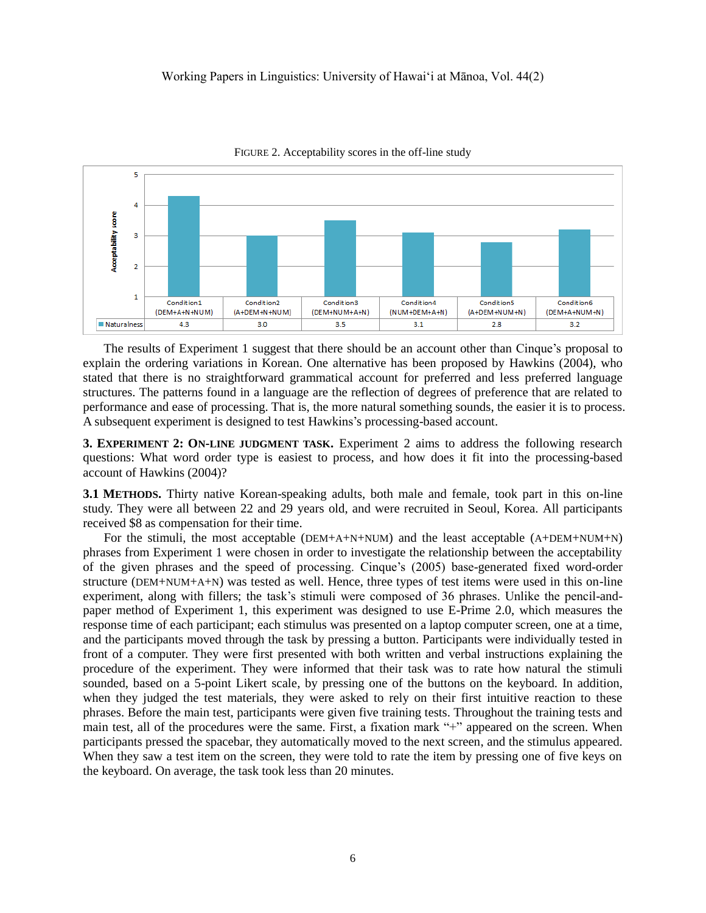FIGURE 2. Acceptability scores in the off-line study

| | Condition1 (DEM+A+N+NUM) | Condition2 (A+DEM+N+NUM) | Condition3 (DEM+NUM+A+N) | Condition4 (NUM+DEM+A+N) | Condition5 (A+DEM+NUM+N) | Condition6 (DEM+A+NUM+N) |
|---|---|---|---|---|---|---|
| Naturalness | 4.3 | 3.0 | 3.5 | 3.1 | 2.8 | 3.2 |

The results of Experiment 1 suggest that there should be an account other than Cinque's proposal to explain the ordering variations in Korean. One alternative has been proposed by Hawkins (2004), who stated that there is no straightforward grammatical account for preferred and less preferred language structures. The patterns found in a language are the reflection of degrees of preference that are related to performance and ease of processing. That is, the more natural something sounds, the easier it is to process. A subsequent experiment is designed to test Hawkins's processing-based account.

**3. EXPERIMENT 2: ON-LINE JUDGMENT TASK.** Experiment 2 aims to address the following research questions: What word order type is easiest to process, and how does it fit into the processing-based account of Hawkins (2004)?

**3.1 METHODS.** Thirty native Korean-speaking adults, both male and female, took part in this on-line study. They were all between 22 and 29 years old, and were recruited in Seoul, Korea. All participants received $8 as compensation for their time.

For the stimuli, the most acceptable (DEM+A+N+NUM) and the least acceptable (A+DEM+NUM+N) phrases from Experiment 1 were chosen in order to investigate the relationship between the acceptability of the given phrases and the speed of processing. Cinque's (2005) base-generated fixed word-order structure (DEM+NUM+A+N) was tested as well. Hence, three types of test items were used in this on-line experiment, along with fillers; the task's stimuli were composed of 36 phrases. Unlike the pencil-and-paper method of Experiment 1, this experiment was designed to use E-Prime 2.0, which measures the response time of each participant; each stimulus was presented on a laptop computer screen, one at a time, and the participants moved through the task by pressing a button. Participants were individually tested in front of a computer. They were first presented with both written and verbal instructions explaining the procedure of the experiment. They were informed that their task was to rate how natural the stimuli sounded, based on a 5-point Likert scale, by pressing one of the buttons on the keyboard. In addition, when they judged the test materials, they were asked to rely on their first intuitive reaction to these phrases. Before the main test, participants were given five training tests. Throughout the training tests and main test, all of the procedures were the same. First, a fixation mark "+" appeared on the screen. When participants pressed the spacebar, they automatically moved to the next screen, and the stimulus appeared. When they saw a test item on the screen, they were told to rate the item by pressing one of five keys on the keyboard. On average, the task took less than 20 minutes.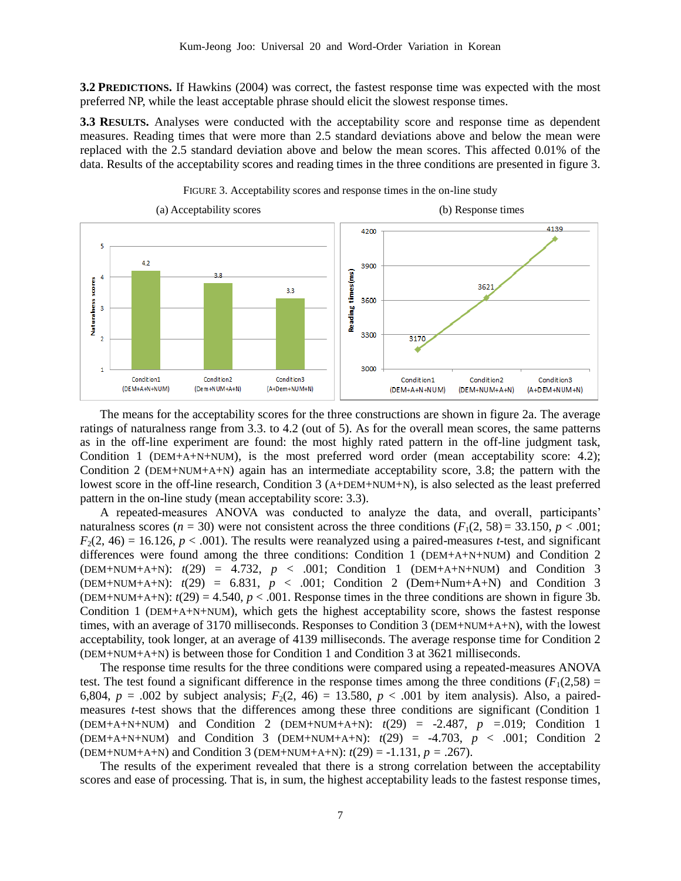**3.2 PREDICTIONS.** If Hawkins (2004) was correct, the fastest response time was expected with the most preferred NP, while the least acceptable phrase should elicit the slowest response times.

**3.3 RESULTS.** Analyses were conducted with the acceptability score and response time as dependent measures. Reading times that were more than 2.5 standard deviations above and below the mean were replaced with the 2.5 standard deviation above and below the mean scores. This affected 0.01% of the data. Results of the acceptability scores and reading times in the three conditions are presented in figure 3.

FIGURE 3. Acceptability scores and response times in the on-line study

(a) Acceptability scores

| | Condition1 (DEM+A+N+NUM) | Condition2 (Dem+NUM+A+N) | Condition3 (A+Dem+NUM+N) |
|---|---|---|---|
| Naturalness scores | 4.2 | 3.8 | 3.3 |

(b) Response times

| | Condition1 (DEM+A+N+NUM) | Condition2 (DEM+NUM+A+N) | Condition3 (A+DEM+NUM+N) |
|---|---|---|---|
| Reading times(ms) | 3170 | 3621 | 4139 |

The means for the acceptability scores for the three constructions are shown in figure 2a. The average ratings of naturalness range from 3.3. to 4.2 (out of 5). As for the overall mean scores, the same patterns as in the off-line experiment are found: the most highly rated pattern in the off-line judgment task, Condition 1 (DEM+A+N+NUM), is the most preferred word order (mean acceptability score: 4.2); Condition 2 (DEM+NUM+A+N) again has an intermediate acceptability score, 3.8; the pattern with the lowest score in the off-line research, Condition 3 (A+DEM+NUM+N), is also selected as the least preferred pattern in the on-line study (mean acceptability score: 3.3).

A repeated-measures ANOVA was conducted to analyze the data, and overall, participants' naturalness scores ($n$ = 30) were not consistent across the three conditions ($F_1(2, 58) = 33.150$, $p < .001$; $F_2(2, 46) = 16.126$, $p < .001$). The results were reanalyzed using a paired-measures $t$-test, and significant differences were found among the three conditions: Condition 1 (DEM+A+N+NUM) and Condition 2 (DEM+NUM+A+N): $t(29) = 4.732$, $p < .001$; Condition 1 (DEM+A+N+NUM) and Condition 3 (DEM+NUM+A+N): $t(29) = 6.831$, $p < .001$; Condition 2 (Dem+Num+A+N) and Condition 3 (DEM+NUM+A+N): $t(29) = 4.540$, $p < .001$. Response times in the three conditions are shown in figure 3b. Condition 1 (DEM+A+N+NUM), which gets the highest acceptability score, shows the fastest response times, with an average of 3170 milliseconds. Responses to Condition 3 (DEM+NUM+A+N), with the lowest acceptability, took longer, at an average of 4139 milliseconds. The average response time for Condition 2 (DEM+NUM+A+N) is between those for Condition 1 and Condition 3 at 3621 milliseconds.

The response time results for the three conditions were compared using a repeated-measures ANOVA test. The test found a significant difference in the response times among the three conditions ($F_1(2,58)$ = 6,804, $p = .002$ by subject analysis; $F_2(2, 46) = 13.580$, $p < .001$ by item analysis). Also, a paired-measures $t$-test shows that the differences among these three conditions are significant (Condition 1 (DEM+A+N+NUM) and Condition 2 (DEM+NUM+A+N): $t(29) = -2.487$, $p = .019$; Condition 1 (DEM+A+N+NUM) and Condition 3 (DEM+NUM+A+N): $t(29) = -4.703$, $p < .001$; Condition 2 (DEM+NUM+A+N) and Condition 3 (DEM+NUM+A+N): $t(29) = -1.131$, $p = .267$).

The results of the experiment revealed that there is a strong correlation between the acceptability scores and ease of processing. That is, in sum, the highest acceptability leads to the fastest response times,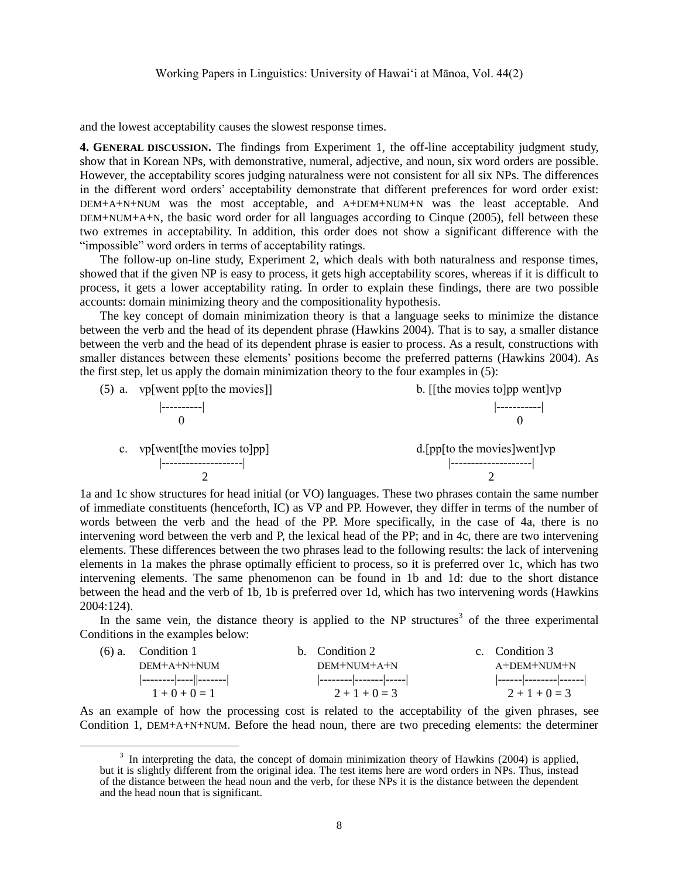and the lowest acceptability causes the slowest response times.

**4. GENERAL DISCUSSION.** The findings from Experiment 1, the off-line acceptability judgment study, show that in Korean NPs, with demonstrative, numeral, adjective, and noun, six word orders are possible. However, the acceptability scores judging naturalness were not consistent for all six NPs. The differences in the different word orders' acceptability demonstrate that different preferences for word order exist: DEM+A+N+NUM was the most acceptable, and A+DEM+NUM+N was the least acceptable. And DEM+NUM+A+N, the basic word order for all languages according to Cinque (2005), fell between these two extremes in acceptability. In addition, this order does not show a significant difference with the "impossible" word orders in terms of acceptability ratings.

The follow-up on-line study, Experiment 2, which deals with both naturalness and response times, showed that if the given NP is easy to process, it gets high acceptability scores, whereas if it is difficult to process, it gets a lower acceptability rating. In order to explain these findings, there are two possible accounts: domain minimizing theory and the compositionality hypothesis.

The key concept of domain minimization theory is that a language seeks to minimize the distance between the verb and the head of its dependent phrase (Hawkins 2004). That is to say, a smaller distance between the verb and the head of its dependent phrase is easier to process. As a result, constructions with smaller distances between these elements' positions become the preferred patterns (Hawkins 2004). As the first step, let us apply the domain minimization theory to the four examples in (5):

```
(5) a.  vp[went pp[to the movies]]            b. [[the movies to]pp went]vp
           |----------|                                        |-----------|
               0                                                     0

    c.  vp[went[the movies to]pp]             d.[pp[to the movies]went]vp
           |--------------------|                       |--------------------|
                     2                                            2
```

1a and 1c show structures for head initial (or VO) languages. These two phrases contain the same number of immediate constituents (henceforth, IC) as VP and PP. However, they differ in terms of the number of words between the verb and the head of the PP. More specifically, in the case of 4a, there is no intervening word between the verb and P, the lexical head of the PP; and in 4c, there are two intervening elements. These differences between the two phrases lead to the following results: the lack of intervening elements in 1a makes the phrase optimally efficient to process, so it is preferred over 1c, which has two intervening elements. The same phenomenon can be found in 1b and 1d: due to the short distance between the head and the verb of 1b, 1b is preferred over 1d, which has two intervening words (Hawkins 2004:124).

In the same vein, the distance theory is applied to the NP structures[3] of the three experimental Conditions in the examples below:

```
(6) a.  Condition 1              b.  Condition 2              c.  Condition 3
        DEM+A+N+NUM                  DEM+NUM+A+N                  A+DEM+NUM+N
        |--------|----||-------|     |--------|-------|-----|     |------|--------|------|
          1 + 0 + 0 = 1                2 + 1 + 0 = 3                2 + 1 + 0 = 3
```

As an example of how the processing cost is related to the acceptability of the given phrases, see Condition 1, DEM+A+N+NUM. Before the head noun, there are two preceding elements: the determiner

[3] In interpreting the data, the concept of domain minimization theory of Hawkins (2004) is applied, but it is slightly different from the original idea. The test items here are word orders in NPs. Thus, instead of the distance between the head noun and the verb, for these NPs it is the distance between the dependent and the head noun that is significant.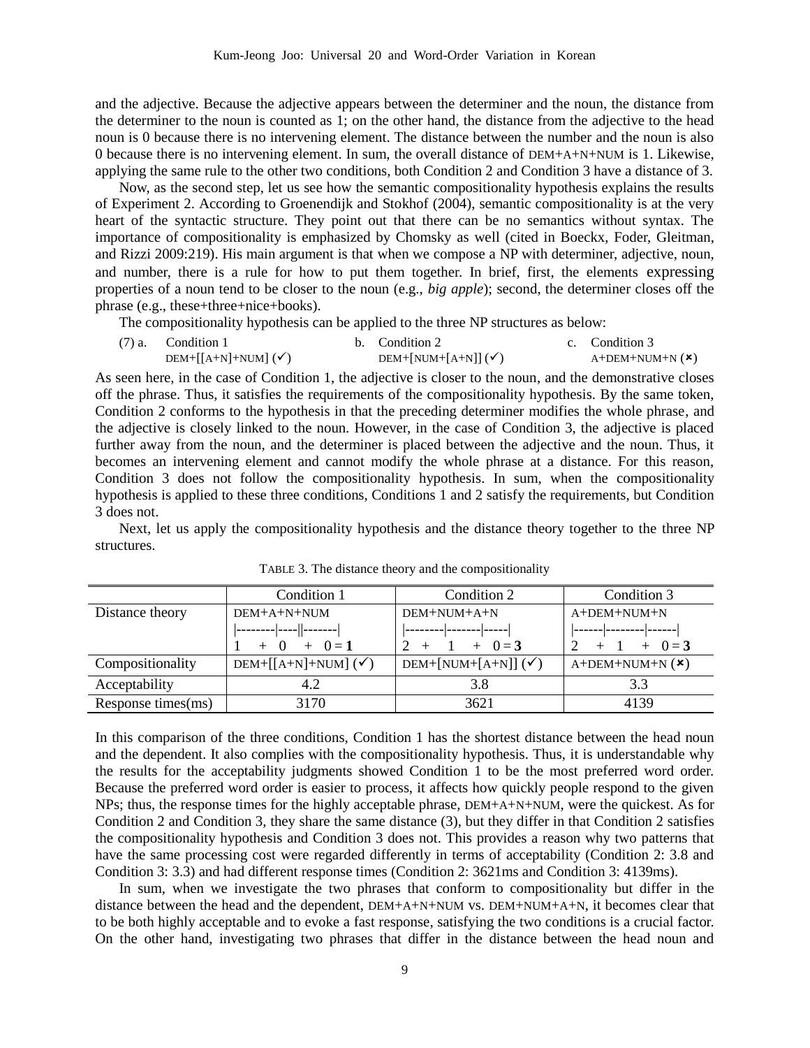and the adjective. Because the adjective appears between the determiner and the noun, the distance from the determiner to the noun is counted as 1; on the other hand, the distance from the adjective to the head noun is 0 because there is no intervening element. The distance between the number and the noun is also 0 because there is no intervening element. In sum, the overall distance of DEM+A+N+NUM is 1. Likewise, applying the same rule to the other two conditions, both Condition 2 and Condition 3 have a distance of 3.

Now, as the second step, let us see how the semantic compositionality hypothesis explains the results of Experiment 2. According to Groenendijk and Stokhof (2004), semantic compositionality is at the very heart of the syntactic structure. They point out that there can be no semantics without syntax. The importance of compositionality is emphasized by Chomsky as well (cited in Boeckx, Foder, Gleitman, and Rizzi 2009:219). His main argument is that when we compose a NP with determiner, adjective, noun, and number, there is a rule for how to put them together. In brief, first, the elements expressing properties of a noun tend to be closer to the noun (e.g., *big apple*); second, the determiner closes off the phrase (e.g., these+three+nice+books).

The compositionality hypothesis can be applied to the three NP structures as below:

(7) a. Condition 1
DEM+[[A+N]+NUM] (✓)

b. Condition 2
DEM+[NUM+[A+N]] (✓)

c. Condition 3
A+DEM+NUM+N (✗)

As seen here, in the case of Condition 1, the adjective is closer to the noun, and the demonstrative closes off the phrase. Thus, it satisfies the requirements of the compositionality hypothesis. By the same token, Condition 2 conforms to the hypothesis in that the preceding determiner modifies the whole phrase, and the adjective is closely linked to the noun. However, in the case of Condition 3, the adjective is placed further away from the noun, and the determiner is placed between the adjective and the noun. Thus, it becomes an intervening element and cannot modify the whole phrase at a distance. For this reason, Condition 3 does not follow the compositionality hypothesis. In sum, when the compositionality hypothesis is applied to these three conditions, Conditions 1 and 2 satisfy the requirements, but Condition 3 does not.

Next, let us apply the compositionality hypothesis and the distance theory together to the three NP structures.

TABLE 3. The distance theory and the compositionality

| | Condition 1 | Condition 2 | Condition 3 |
|---|---|---|---|
| Distance theory | DEM+A+N+NUM<br>\|--------\|----\|\|-------\|<br>1 + 0 + 0 = **1** | DEM+NUM+A+N<br>\|--------\|-------\|-----\|<br>2 + 1 + 0 = **3** | A+DEM+NUM+N<br>\|------\|--------\|------\|<br>2 + 1 + 0 = **3** |
| Compositionality | DEM+[[A+N]+NUM] (✓) | DEM+[NUM+[A+N]] (✓) | A+DEM+NUM+N (✗) |
| Acceptability | 4.2 | 3.8 | 3.3 |
| Response times(ms) | 3170 | 3621 | 4139 |

In this comparison of the three conditions, Condition 1 has the shortest distance between the head noun and the dependent. It also complies with the compositionality hypothesis. Thus, it is understandable why the results for the acceptability judgments showed Condition 1 to be the most preferred word order. Because the preferred word order is easier to process, it affects how quickly people respond to the given NPs; thus, the response times for the highly acceptable phrase, DEM+A+N+NUM, were the quickest. As for Condition 2 and Condition 3, they share the same distance (3), but they differ in that Condition 2 satisfies the compositionality hypothesis and Condition 3 does not. This provides a reason why two patterns that have the same processing cost were regarded differently in terms of acceptability (Condition 2: 3.8 and Condition 3: 3.3) and had different response times (Condition 2: 3621ms and Condition 3: 4139ms).

In sum, when we investigate the two phrases that conform to compositionality but differ in the distance between the head and the dependent, DEM+A+N+NUM vs. DEM+NUM+A+N, it becomes clear that to be both highly acceptable and to evoke a fast response, satisfying the two conditions is a crucial factor. On the other hand, investigating two phrases that differ in the distance between the head noun and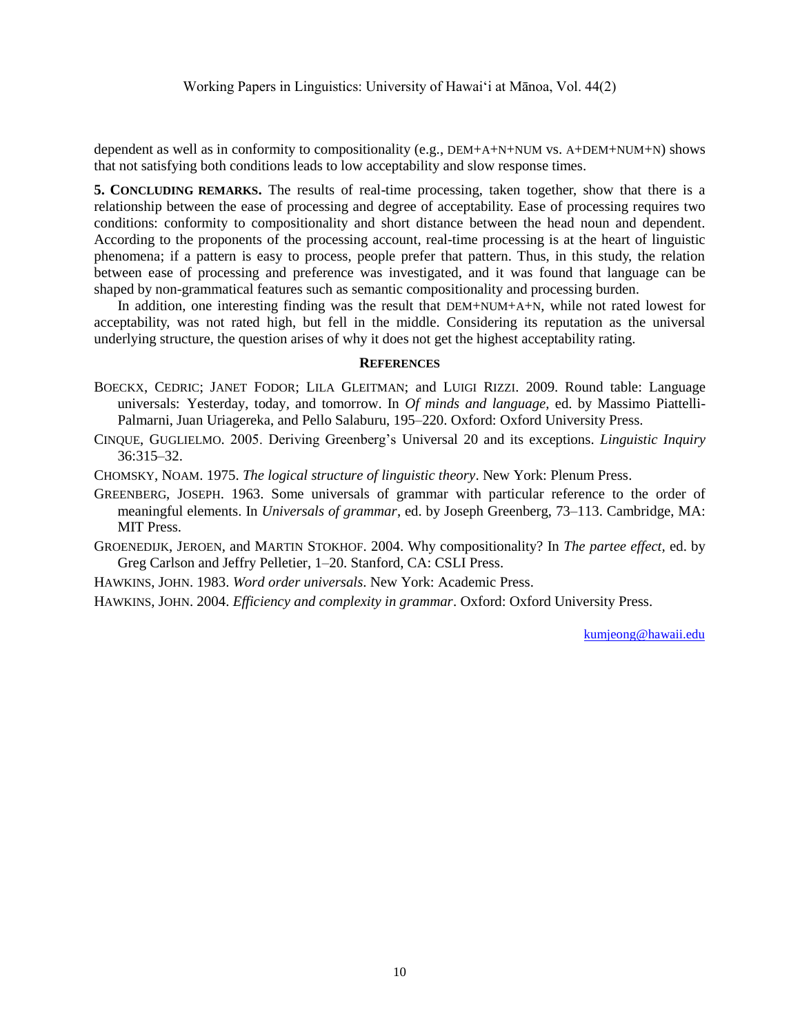dependent as well as in conformity to compositionality (e.g., DEM+A+N+NUM vs. A+DEM+NUM+N) shows that not satisfying both conditions leads to low acceptability and slow response times.

**5. CONCLUDING REMARKS.** The results of real-time processing, taken together, show that there is a relationship between the ease of processing and degree of acceptability. Ease of processing requires two conditions: conformity to compositionality and short distance between the head noun and dependent. According to the proponents of the processing account, real-time processing is at the heart of linguistic phenomena; if a pattern is easy to process, people prefer that pattern. Thus, in this study, the relation between ease of processing and preference was investigated, and it was found that language can be shaped by non-grammatical features such as semantic compositionality and processing burden.

In addition, one interesting finding was the result that DEM+NUM+A+N, while not rated lowest for acceptability, was not rated high, but fell in the middle. Considering its reputation as the universal underlying structure, the question arises of why it does not get the highest acceptability rating.

## REFERENCES

BOECKX, CEDRIC; JANET FODOR; LILA GLEITMAN; and LUIGI RIZZI. 2009. Round table: Language universals: Yesterday, today, and tomorrow. In *Of minds and language,* ed. by Massimo Piattelli-Palmarni, Juan Uriagereka, and Pello Salaburu, 195–220. Oxford: Oxford University Press.

CINQUE, GUGLIELMO. 2005. Deriving Greenberg's Universal 20 and its exceptions. *Linguistic Inquiry* 36:315–32.

CHOMSKY, NOAM. 1975. *The logical structure of linguistic theory*. New York: Plenum Press.

GREENBERG, JOSEPH. 1963. Some universals of grammar with particular reference to the order of meaningful elements. In *Universals of grammar*, ed. by Joseph Greenberg, 73–113. Cambridge, MA: MIT Press.

GROENEDIJK, JEROEN, and MARTIN STOKHOF. 2004. Why compositionality? In *The partee effect*, ed. by Greg Carlson and Jeffry Pelletier, 1–20. Stanford, CA: CSLI Press.

HAWKINS, JOHN. 1983. *Word order universals*. New York: Academic Press.

HAWKINS, JOHN. 2004. *Efficiency and complexity in grammar*. Oxford: Oxford University Press.

kumjeong@hawaii.edu